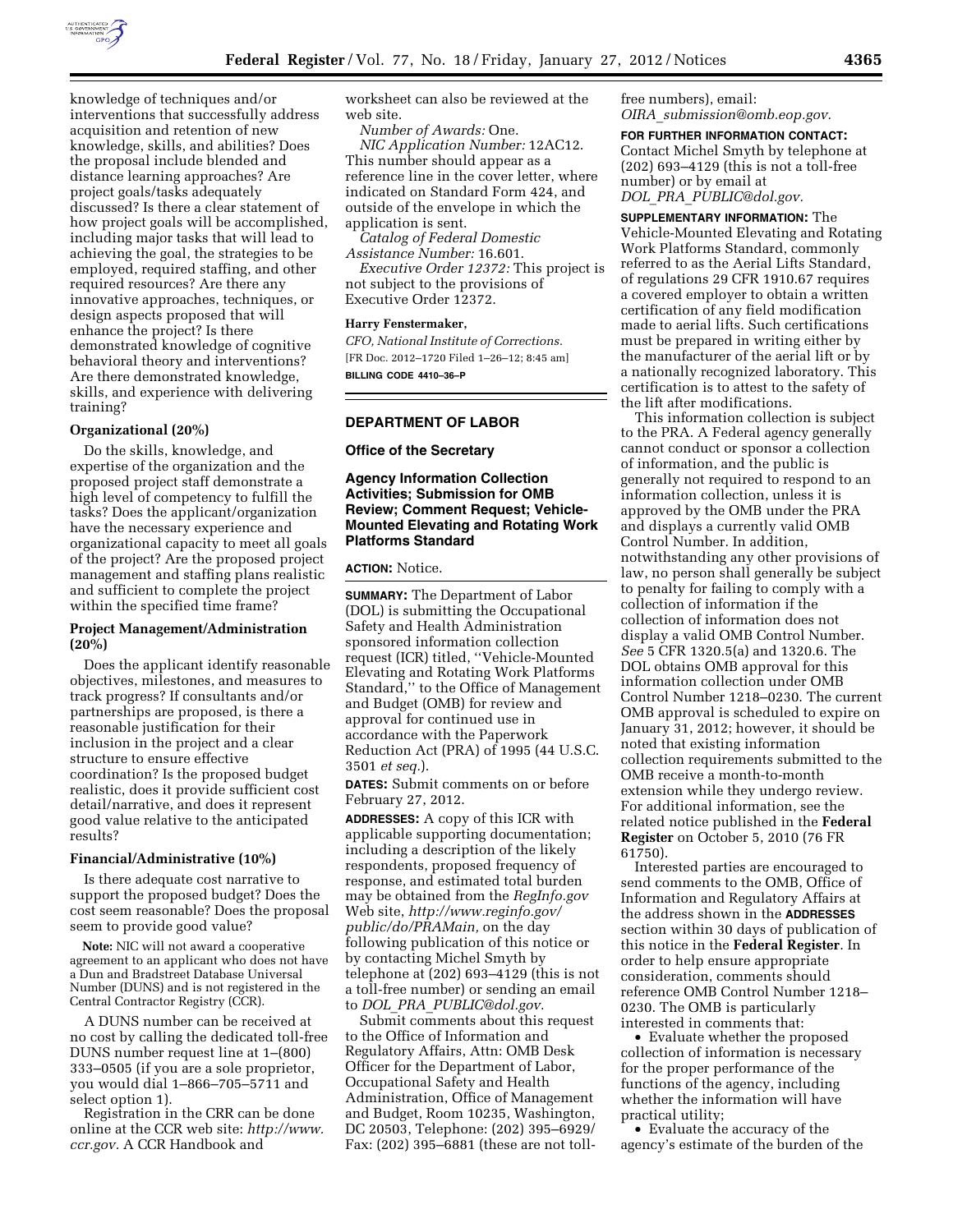knowledge of techniques and/or interventions that successfully address acquisition and retention of new knowledge, skills, and abilities? Does the proposal include blended and distance learning approaches? Are project goals/tasks adequately discussed? Is there a clear statement of how project goals will be accomplished, including major tasks that will lead to achieving the goal, the strategies to be employed, required staffing, and other required resources? Are there any innovative approaches, techniques, or design aspects proposed that will enhance the project? Is there demonstrated knowledge of cognitive behavioral theory and interventions? Are there demonstrated knowledge, skills, and experience with delivering training?

**Organizational (20%)**

Do the skills, knowledge, and expertise of the organization and the proposed project staff demonstrate a high level of competency to fulfill the tasks? Does the applicant/organization have the necessary experience and organizational capacity to meet all goals of the project? Are the proposed project management and staffing plans realistic and sufficient to complete the project within the specified time frame?

**Project Management/Administration (20%)**

Does the applicant identify reasonable objectives, milestones, and measures to track progress? If consultants and/or partnerships are proposed, is there a reasonable justification for their inclusion in the project and a clear structure to ensure effective coordination? Is the proposed budget realistic, does it provide sufficient cost detail/narrative, and does it represent good value relative to the anticipated results?

**Financial/Administrative (10%)**

Is there adequate cost narrative to support the proposed budget? Does the cost seem reasonable? Does the proposal seem to provide good value?

**Note:** NIC will not award a cooperative agreement to an applicant who does not have a Dun and Bradstreet Database Universal Number (DUNS) and is not registered in the Central Contractor Registry (CCR).

A DUNS number can be received at no cost by calling the dedicated toll-free DUNS number request line at 1–(800) 333–0505 (if you are a sole proprietor, you would dial 1–866–705–5711 and select option 1).

Registration in the CRR can be done online at the CCR web site: *http://www.ccr.gov.* A CCR Handbook and worksheet can also be reviewed at the web site.

*Number of Awards:* One.

*NIC Application Number:* 12AC12. This number should appear as a reference line in the cover letter, where indicated on Standard Form 424, and outside of the envelope in which the application is sent.

*Catalog of Federal Domestic Assistance Number:* 16.601.

*Executive Order 12372:* This project is not subject to the provisions of Executive Order 12372.

**Harry Fenstermaker,**

*CFO, National Institute of Corrections.*

[FR Doc. 2012–1720 Filed 1–26–12; 8:45 am]

**BILLING CODE 4410–36–P**

## DEPARTMENT OF LABOR

### Office of the Secretary

### Agency Information Collection Activities; Submission for OMB Review; Comment Request; Vehicle-Mounted Elevating and Rotating Work Platforms Standard

**ACTION:** Notice.

**SUMMARY:** The Department of Labor (DOL) is submitting the Occupational Safety and Health Administration sponsored information collection request (ICR) titled, ''Vehicle-Mounted Elevating and Rotating Work Platforms Standard,'' to the Office of Management and Budget (OMB) for review and approval for continued use in accordance with the Paperwork Reduction Act (PRA) of 1995 (44 U.S.C. 3501 *et seq.*).

**DATES:** Submit comments on or before February 27, 2012.

**ADDRESSES:** A copy of this ICR with applicable supporting documentation; including a description of the likely respondents, proposed frequency of response, and estimated total burden may be obtained from the *RegInfo.gov* Web site, *http://www.reginfo.gov/public/do/PRAMain,* on the day following publication of this notice or by contacting Michel Smyth by telephone at (202) 693–4129 (this is not a toll-free number) or sending an email to *DOL_PRA_PUBLIC@dol.gov.*

Submit comments about this request to the Office of Information and Regulatory Affairs, Attn: OMB Desk Officer for the Department of Labor, Occupational Safety and Health Administration, Office of Management and Budget, Room 10235, Washington, DC 20503, Telephone: (202) 395–6929/Fax: (202) 395–6881 (these are not toll-free numbers), email: *OIRA_submission@omb.eop.gov.*

**FOR FURTHER INFORMATION CONTACT:** Contact Michel Smyth by telephone at (202) 693–4129 (this is not a toll-free number) or by email at *DOL_PRA_PUBLIC@dol.gov.*

**SUPPLEMENTARY INFORMATION:** The Vehicle-Mounted Elevating and Rotating Work Platforms Standard, commonly referred to as the Aerial Lifts Standard, of regulations 29 CFR 1910.67 requires a covered employer to obtain a written certification of any field modification made to aerial lifts. Such certifications must be prepared in writing either by the manufacturer of the aerial lift or by a nationally recognized laboratory. This certification is to attest to the safety of the lift after modifications.

This information collection is subject to the PRA. A Federal agency generally cannot conduct or sponsor a collection of information, and the public is generally not required to respond to an information collection, unless it is approved by the OMB under the PRA and displays a currently valid OMB Control Number. In addition, notwithstanding any other provisions of law, no person shall generally be subject to penalty for failing to comply with a collection of information if the collection of information does not display a valid OMB Control Number. *See* 5 CFR 1320.5(a) and 1320.6. The DOL obtains OMB approval for this information collection under OMB Control Number 1218–0230. The current OMB approval is scheduled to expire on January 31, 2012; however, it should be noted that existing information collection requirements submitted to the OMB receive a month-to-month extension while they undergo review. For additional information, see the related notice published in the **Federal Register** on October 5, 2010 (76 FR 61750).

Interested parties are encouraged to send comments to the OMB, Office of Information and Regulatory Affairs at the address shown in the **ADDRESSES** section within 30 days of publication of this notice in the **Federal Register**. In order to help ensure appropriate consideration, comments should reference OMB Control Number 1218–0230. The OMB is particularly interested in comments that:

- Evaluate whether the proposed collection of information is necessary for the proper performance of the functions of the agency, including whether the information will have practical utility;
- Evaluate the accuracy of the agency's estimate of the burden of the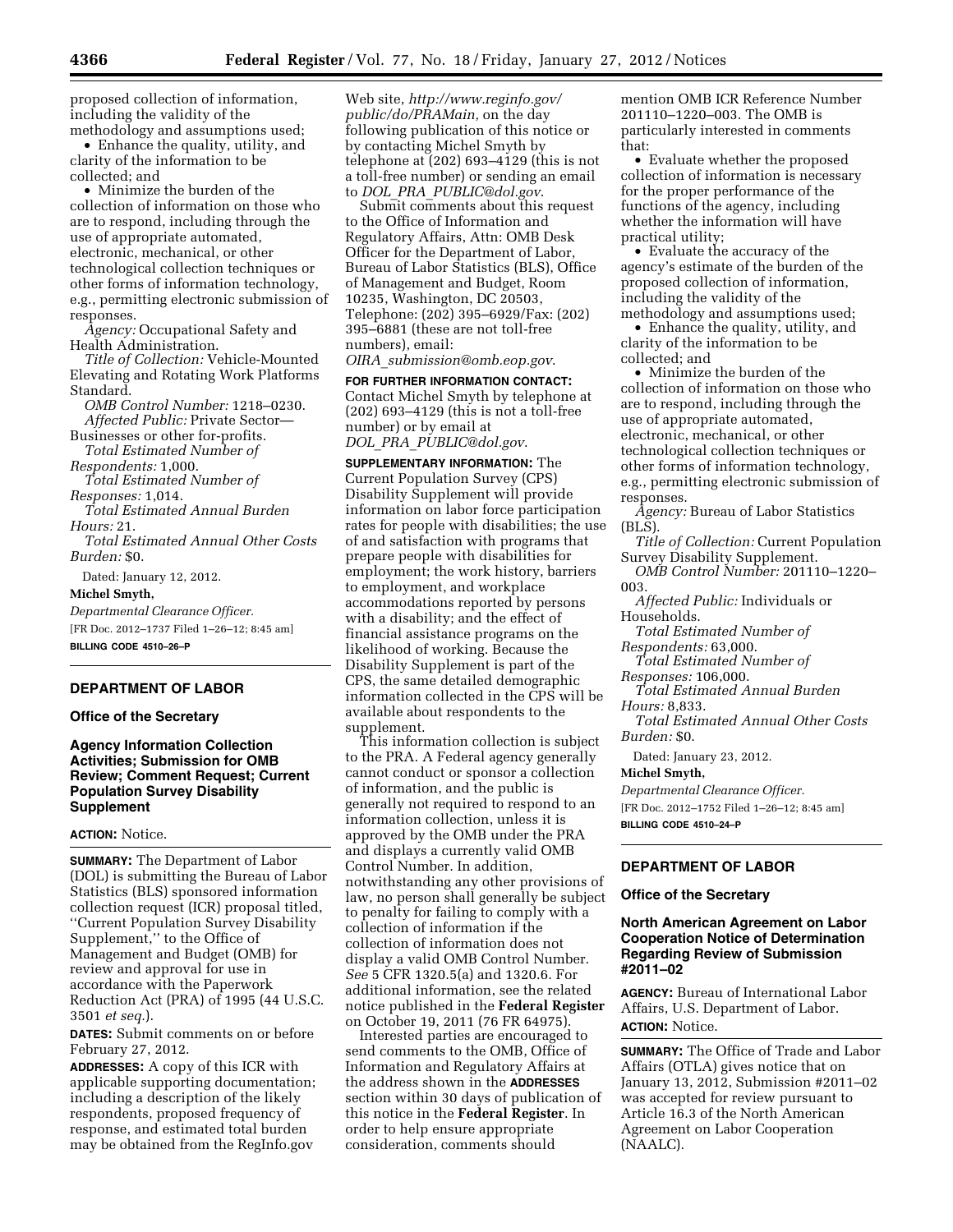proposed collection of information, including the validity of the methodology and assumptions used;

- Enhance the quality, utility, and clarity of the information to be collected; and
- Minimize the burden of the collection of information on those who are to respond, including through the use of appropriate automated, electronic, mechanical, or other technological collection techniques or other forms of information technology, e.g., permitting electronic submission of responses.

*Agency:* Occupational Safety and Health Administration.

*Title of Collection:* Vehicle-Mounted Elevating and Rotating Work Platforms Standard.

*OMB Control Number:* 1218–0230.

*Affected Public:* Private Sector—Businesses or other for-profits.

*Total Estimated Number of Respondents:* 1,000.

*Total Estimated Number of Responses:* 1,014.

*Total Estimated Annual Burden Hours:* 21.

*Total Estimated Annual Other Costs Burden:* $0.

Dated: January 12, 2012.

**Michel Smyth,**

*Departmental Clearance Officer.*

[FR Doc. 2012–1737 Filed 1–26–12; 8:45 am]

**BILLING CODE 4510–26–P**

## DEPARTMENT OF LABOR

### Office of the Secretary

### Agency Information Collection Activities; Submission for OMB Review; Comment Request; Current Population Survey Disability Supplement

**ACTION:** Notice.

**SUMMARY:** The Department of Labor (DOL) is submitting the Bureau of Labor Statistics (BLS) sponsored information collection request (ICR) proposal titled, ''Current Population Survey Disability Supplement,'' to the Office of Management and Budget (OMB) for review and approval for use in accordance with the Paperwork Reduction Act (PRA) of 1995 (44 U.S.C. 3501 *et seq.*).

**DATES:** Submit comments on or before February 27, 2012.

**ADDRESSES:** A copy of this ICR with applicable supporting documentation; including a description of the likely respondents, proposed frequency of response, and estimated total burden may be obtained from the RegInfo.gov Web site, *http://www.reginfo.gov/public/do/PRAMain,* on the day following publication of this notice or by contacting Michel Smyth by telephone at (202) 693–4129 (this is not a toll-free number) or sending an email to *DOL_PRA_PUBLIC@dol.gov*.

Submit comments about this request to the Office of Information and Regulatory Affairs, Attn: OMB Desk Officer for the Department of Labor, Bureau of Labor Statistics (BLS), Office of Management and Budget, Room 10235, Washington, DC 20503, Telephone: (202) 395–6929/Fax: (202) 395–6881 (these are not toll-free numbers), email: *OIRA_submission@omb.eop.gov*.

**FOR FURTHER INFORMATION CONTACT:** Contact Michel Smyth by telephone at (202) 693–4129 (this is not a toll-free number) or by email at *DOL_PRA_PUBLIC@dol.gov*.

**SUPPLEMENTARY INFORMATION:** The Current Population Survey (CPS) Disability Supplement will provide information on labor force participation rates for people with disabilities; the use of and satisfaction with programs that prepare people with disabilities for employment; the work history, barriers to employment, and workplace accommodations reported by persons with a disability; and the effect of financial assistance programs on the likelihood of working. Because the Disability Supplement is part of the CPS, the same detailed demographic information collected in the CPS will be available about respondents to the supplement.

This information collection is subject to the PRA. A Federal agency generally cannot conduct or sponsor a collection of information, and the public is generally not required to respond to an information collection, unless it is approved by the OMB under the PRA and displays a currently valid OMB Control Number. In addition, notwithstanding any other provisions of law, no person shall generally be subject to penalty for failing to comply with a collection of information if the collection of information does not display a valid OMB Control Number. *See* 5 CFR 1320.5(a) and 1320.6. For additional information, see the related notice published in the **Federal Register** on October 19, 2011 (76 FR 64975).

Interested parties are encouraged to send comments to the OMB, Office of Information and Regulatory Affairs at the address shown in the **ADDRESSES** section within 30 days of publication of this notice in the **Federal Register**. In order to help ensure appropriate consideration, comments should mention OMB ICR Reference Number 201110–1220–003. The OMB is particularly interested in comments that:

- Evaluate whether the proposed collection of information is necessary for the proper performance of the functions of the agency, including whether the information will have practical utility;
- Evaluate the accuracy of the agency's estimate of the burden of the proposed collection of information, including the validity of the methodology and assumptions used;
- Enhance the quality, utility, and clarity of the information to be collected; and
- Minimize the burden of the collection of information on those who are to respond, including through the use of appropriate automated, electronic, mechanical, or other technological collection techniques or other forms of information technology, e.g., permitting electronic submission of responses.

*Agency:* Bureau of Labor Statistics (BLS).

*Title of Collection:* Current Population Survey Disability Supplement.

*OMB Control Number:* 201110–1220–003.

*Affected Public:* Individuals or Households.

*Total Estimated Number of Respondents:* 63,000.

*Total Estimated Number of Responses:* 106,000.

*Total Estimated Annual Burden Hours:* 8,833.

*Total Estimated Annual Other Costs Burden:* $0.

Dated: January 23, 2012.

**Michel Smyth,**

*Departmental Clearance Officer.*

[FR Doc. 2012–1752 Filed 1–26–12; 8:45 am]

**BILLING CODE 4510–24–P**

## DEPARTMENT OF LABOR

### Office of the Secretary

### North American Agreement on Labor Cooperation Notice of Determination Regarding Review of Submission #2011–02

**AGENCY:** Bureau of International Labor Affairs, U.S. Department of Labor.

**ACTION:** Notice.

**SUMMARY:** The Office of Trade and Labor Affairs (OTLA) gives notice that on January 13, 2012, Submission #2011–02 was accepted for review pursuant to Article 16.3 of the North American Agreement on Labor Cooperation (NAALC).